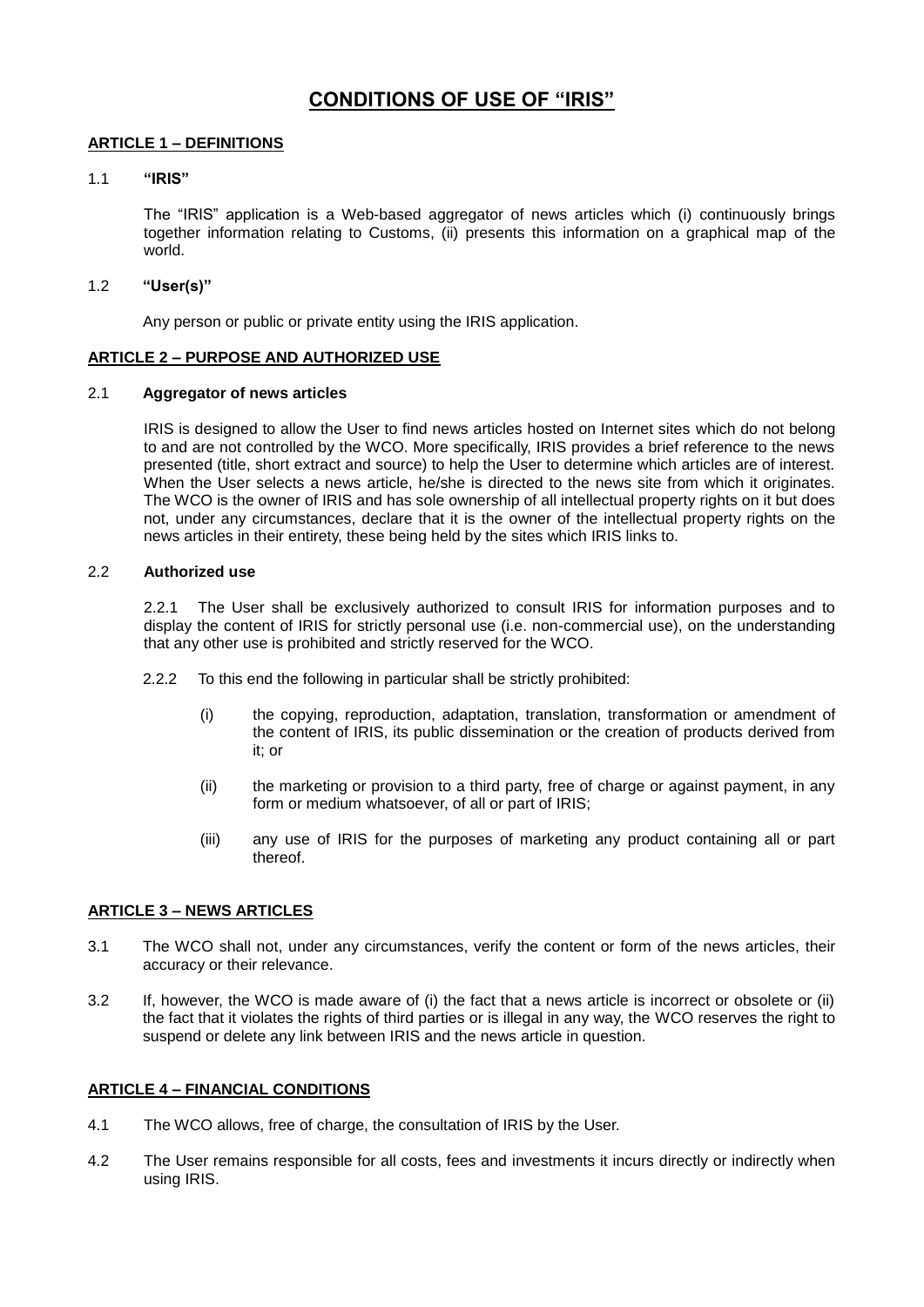# CONDITIONS OF USE OF "IRIS"

## ARTICLE 1 – DEFINITIONS

1.1 **"IRIS"**

The "IRIS" application is a Web-based aggregator of news articles which (i) continuously brings together information relating to Customs, (ii) presents this information on a graphical map of the world.

1.2 **"User(s)"**

Any person or public or private entity using the IRIS application.

## ARTICLE 2 – PURPOSE AND AUTHORIZED USE

2.1 **Aggregator of news articles**

IRIS is designed to allow the User to find news articles hosted on Internet sites which do not belong to and are not controlled by the WCO. More specifically, IRIS provides a brief reference to the news presented (title, short extract and source) to help the User to determine which articles are of interest. When the User selects a news article, he/she is directed to the news site from which it originates. The WCO is the owner of IRIS and has sole ownership of all intellectual property rights on it but does not, under any circumstances, declare that it is the owner of the intellectual property rights on the news articles in their entirety, these being held by the sites which IRIS links to.

2.2 **Authorized use**

2.2.1 The User shall be exclusively authorized to consult IRIS for information purposes and to display the content of IRIS for strictly personal use (i.e. non-commercial use), on the understanding that any other use is prohibited and strictly reserved for the WCO.

2.2.2 To this end the following in particular shall be strictly prohibited:

(i) the copying, reproduction, adaptation, translation, transformation or amendment of the content of IRIS, its public dissemination or the creation of products derived from it; or

(ii) the marketing or provision to a third party, free of charge or against payment, in any form or medium whatsoever, of all or part of IRIS;

(iii) any use of IRIS for the purposes of marketing any product containing all or part thereof.

## ARTICLE 3 – NEWS ARTICLES

3.1 The WCO shall not, under any circumstances, verify the content or form of the news articles, their accuracy or their relevance.

3.2 If, however, the WCO is made aware of (i) the fact that a news article is incorrect or obsolete or (ii) the fact that it violates the rights of third parties or is illegal in any way, the WCO reserves the right to suspend or delete any link between IRIS and the news article in question.

## ARTICLE 4 – FINANCIAL CONDITIONS

4.1 The WCO allows, free of charge, the consultation of IRIS by the User.

4.2 The User remains responsible for all costs, fees and investments it incurs directly or indirectly when using IRIS.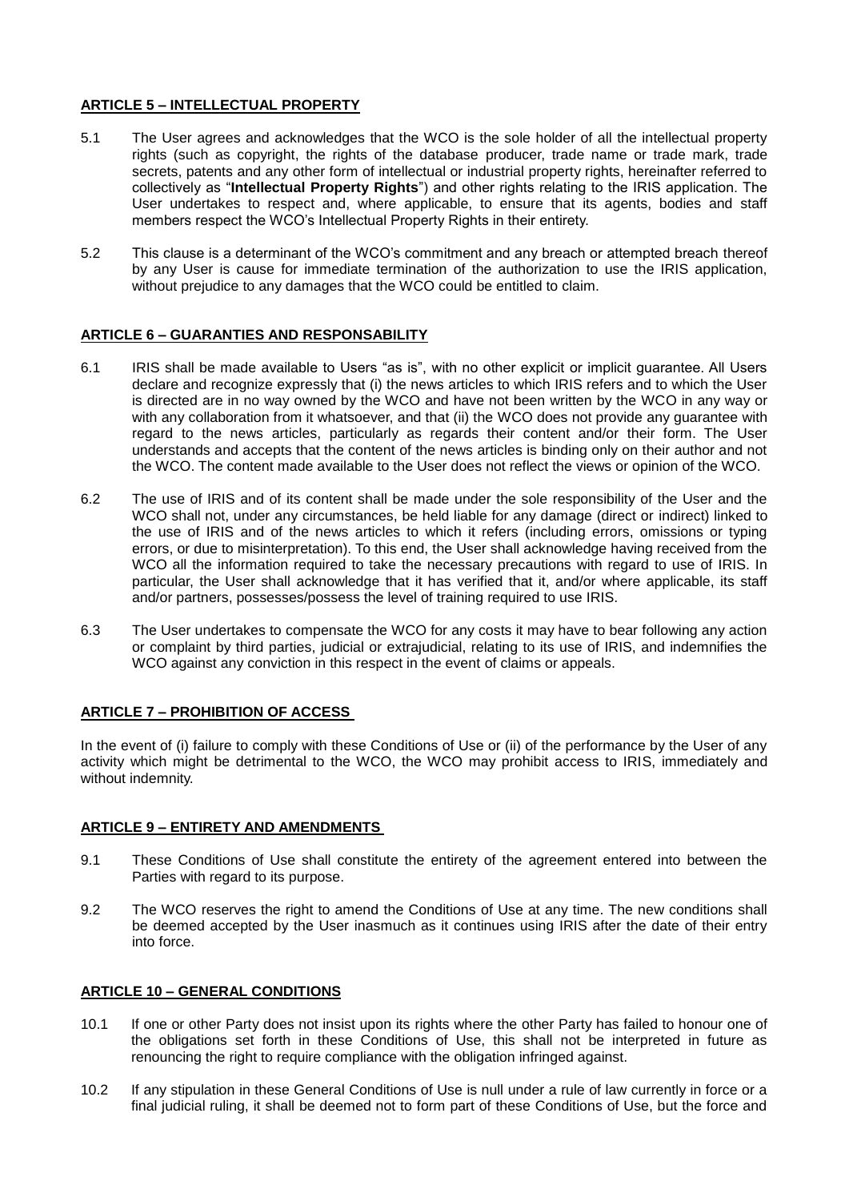## ARTICLE 5 – INTELLECTUAL PROPERTY

5.1 The User agrees and acknowledges that the WCO is the sole holder of all the intellectual property rights (such as copyright, the rights of the database producer, trade name or trade mark, trade secrets, patents and any other form of intellectual or industrial property rights, hereinafter referred to collectively as "**Intellectual Property Rights**") and other rights relating to the IRIS application. The User undertakes to respect and, where applicable, to ensure that its agents, bodies and staff members respect the WCO's Intellectual Property Rights in their entirety.

5.2 This clause is a determinant of the WCO's commitment and any breach or attempted breach thereof by any User is cause for immediate termination of the authorization to use the IRIS application, without prejudice to any damages that the WCO could be entitled to claim.

## ARTICLE 6 – GUARANTIES AND RESPONSABILITY

6.1 IRIS shall be made available to Users "as is", with no other explicit or implicit guarantee. All Users declare and recognize expressly that (i) the news articles to which IRIS refers and to which the User is directed are in no way owned by the WCO and have not been written by the WCO in any way or with any collaboration from it whatsoever, and that (ii) the WCO does not provide any guarantee with regard to the news articles, particularly as regards their content and/or their form. The User understands and accepts that the content of the news articles is binding only on their author and not the WCO. The content made available to the User does not reflect the views or opinion of the WCO.

6.2 The use of IRIS and of its content shall be made under the sole responsibility of the User and the WCO shall not, under any circumstances, be held liable for any damage (direct or indirect) linked to the use of IRIS and of the news articles to which it refers (including errors, omissions or typing errors, or due to misinterpretation). To this end, the User shall acknowledge having received from the WCO all the information required to take the necessary precautions with regard to use of IRIS. In particular, the User shall acknowledge that it has verified that it, and/or where applicable, its staff and/or partners, possesses/possess the level of training required to use IRIS.

6.3 The User undertakes to compensate the WCO for any costs it may have to bear following any action or complaint by third parties, judicial or extrajudicial, relating to its use of IRIS, and indemnifies the WCO against any conviction in this respect in the event of claims or appeals.

## ARTICLE 7 – PROHIBITION OF ACCESS

In the event of (i) failure to comply with these Conditions of Use or (ii) of the performance by the User of any activity which might be detrimental to the WCO, the WCO may prohibit access to IRIS, immediately and without indemnity.

## ARTICLE 9 – ENTIRETY AND AMENDMENTS

9.1 These Conditions of Use shall constitute the entirety of the agreement entered into between the Parties with regard to its purpose.

9.2 The WCO reserves the right to amend the Conditions of Use at any time. The new conditions shall be deemed accepted by the User inasmuch as it continues using IRIS after the date of their entry into force.

## ARTICLE 10 – GENERAL CONDITIONS

10.1 If one or other Party does not insist upon its rights where the other Party has failed to honour one of the obligations set forth in these Conditions of Use, this shall not be interpreted in future as renouncing the right to require compliance with the obligation infringed against.

10.2 If any stipulation in these General Conditions of Use is null under a rule of law currently in force or a final judicial ruling, it shall be deemed not to form part of these Conditions of Use, but the force and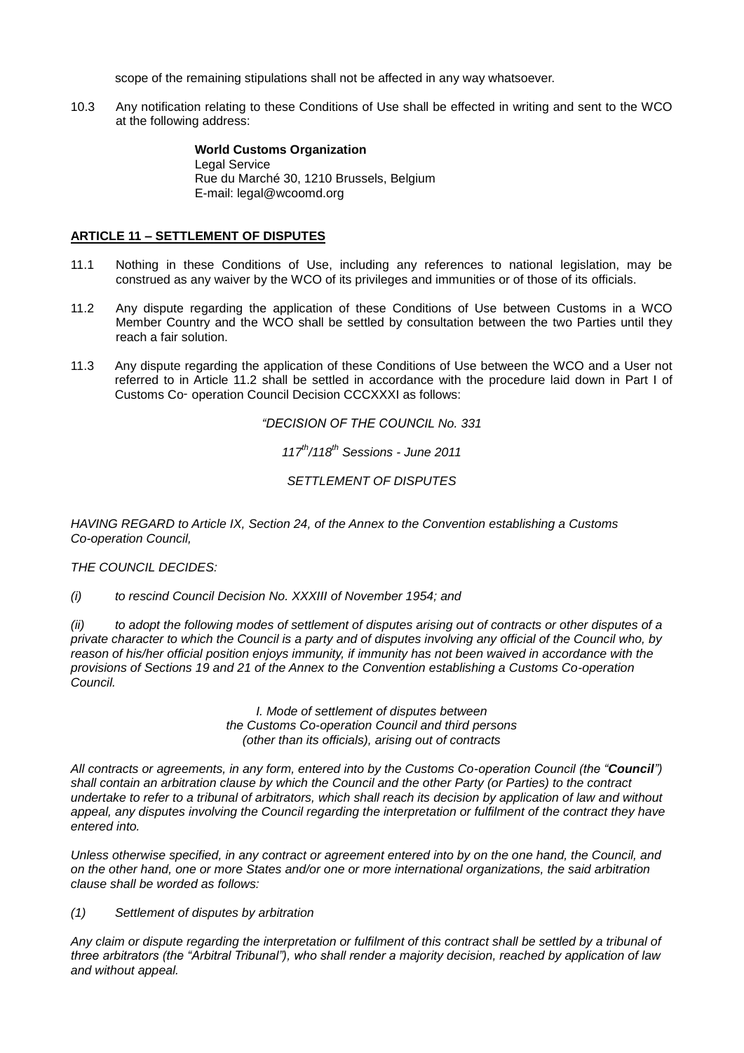scope of the remaining stipulations shall not be affected in any way whatsoever.

10.3 Any notification relating to these Conditions of Use shall be effected in writing and sent to the WCO at the following address:

> **World Customs Organization**
> Legal Service
> Rue du Marché 30, 1210 Brussels, Belgium
> E-mail: legal@wcoomd.org

## ARTICLE 11 – SETTLEMENT OF DISPUTES

11.1 Nothing in these Conditions of Use, including any references to national legislation, may be construed as any waiver by the WCO of its privileges and immunities or of those of its officials.

11.2 Any dispute regarding the application of these Conditions of Use between Customs in a WCO Member Country and the WCO shall be settled by consultation between the two Parties until they reach a fair solution.

11.3 Any dispute regarding the application of these Conditions of Use between the WCO and a User not referred to in Article 11.2 shall be settled in accordance with the procedure laid down in Part I of Customs Co- operation Council Decision CCCXXXI as follows:

*"DECISION OF THE COUNCIL No. 331*

*117th/118th Sessions - June 2011*

*SETTLEMENT OF DISPUTES*

*HAVING REGARD to Article IX, Section 24, of the Annex to the Convention establishing a Customs Co-operation Council,*

*THE COUNCIL DECIDES:*

*(i) to rescind Council Decision No. XXXIII of November 1954; and*

*(ii) to adopt the following modes of settlement of disputes arising out of contracts or other disputes of a private character to which the Council is a party and of disputes involving any official of the Council who, by reason of his/her official position enjoys immunity, if immunity has not been waived in accordance with the provisions of Sections 19 and 21 of the Annex to the Convention establishing a Customs Co-operation Council.*

*I. Mode of settlement of disputes between the Customs Co-operation Council and third persons (other than its officials), arising out of contracts*

*All contracts or agreements, in any form, entered into by the Customs Co-operation Council (the "**Council**") shall contain an arbitration clause by which the Council and the other Party (or Parties) to the contract undertake to refer to a tribunal of arbitrators, which shall reach its decision by application of law and without appeal, any disputes involving the Council regarding the interpretation or fulfilment of the contract they have entered into.*

*Unless otherwise specified, in any contract or agreement entered into by on the one hand, the Council, and on the other hand, one or more States and/or one or more international organizations, the said arbitration clause shall be worded as follows:*

*(1) Settlement of disputes by arbitration*

*Any claim or dispute regarding the interpretation or fulfilment of this contract shall be settled by a tribunal of three arbitrators (the "Arbitral Tribunal"), who shall render a majority decision, reached by application of law and without appeal.*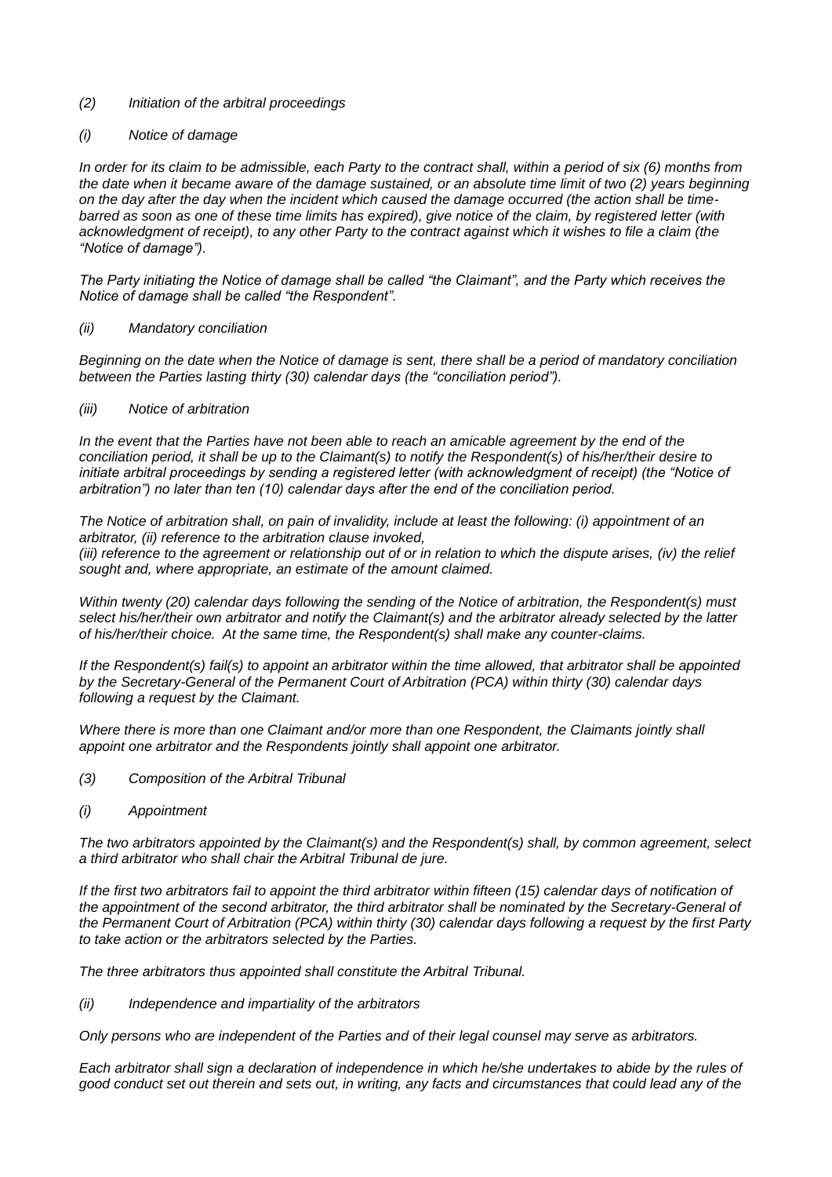*(2) Initiation of the arbitral proceedings*

*(i) Notice of damage*

*In order for its claim to be admissible, each Party to the contract shall, within a period of six (6) months from the date when it became aware of the damage sustained, or an absolute time limit of two (2) years beginning on the day after the day when the incident which caused the damage occurred (the action shall be time-barred as soon as one of these time limits has expired), give notice of the claim, by registered letter (with acknowledgment of receipt), to any other Party to the contract against which it wishes to file a claim (the "Notice of damage").*

*The Party initiating the Notice of damage shall be called "the Claimant", and the Party which receives the Notice of damage shall be called "the Respondent".*

*(ii) Mandatory conciliation*

*Beginning on the date when the Notice of damage is sent, there shall be a period of mandatory conciliation between the Parties lasting thirty (30) calendar days (the "conciliation period").*

*(iii) Notice of arbitration*

*In the event that the Parties have not been able to reach an amicable agreement by the end of the conciliation period, it shall be up to the Claimant(s) to notify the Respondent(s) of his/her/their desire to initiate arbitral proceedings by sending a registered letter (with acknowledgment of receipt) (the "Notice of arbitration") no later than ten (10) calendar days after the end of the conciliation period.*

*The Notice of arbitration shall, on pain of invalidity, include at least the following: (i) appointment of an arbitrator, (ii) reference to the arbitration clause invoked,*
*(iii) reference to the agreement or relationship out of or in relation to which the dispute arises, (iv) the relief sought and, where appropriate, an estimate of the amount claimed.*

*Within twenty (20) calendar days following the sending of the Notice of arbitration, the Respondent(s) must select his/her/their own arbitrator and notify the Claimant(s) and the arbitrator already selected by the latter of his/her/their choice. At the same time, the Respondent(s) shall make any counter-claims.*

*If the Respondent(s) fail(s) to appoint an arbitrator within the time allowed, that arbitrator shall be appointed by the Secretary-General of the Permanent Court of Arbitration (PCA) within thirty (30) calendar days following a request by the Claimant.*

*Where there is more than one Claimant and/or more than one Respondent, the Claimants jointly shall appoint one arbitrator and the Respondents jointly shall appoint one arbitrator.*

*(3) Composition of the Arbitral Tribunal*

*(i) Appointment*

*The two arbitrators appointed by the Claimant(s) and the Respondent(s) shall, by common agreement, select a third arbitrator who shall chair the Arbitral Tribunal de jure.*

*If the first two arbitrators fail to appoint the third arbitrator within fifteen (15) calendar days of notification of the appointment of the second arbitrator, the third arbitrator shall be nominated by the Secretary-General of the Permanent Court of Arbitration (PCA) within thirty (30) calendar days following a request by the first Party to take action or the arbitrators selected by the Parties.*

*The three arbitrators thus appointed shall constitute the Arbitral Tribunal.*

*(ii) Independence and impartiality of the arbitrators*

*Only persons who are independent of the Parties and of their legal counsel may serve as arbitrators.*

*Each arbitrator shall sign a declaration of independence in which he/she undertakes to abide by the rules of good conduct set out therein and sets out, in writing, any facts and circumstances that could lead any of the*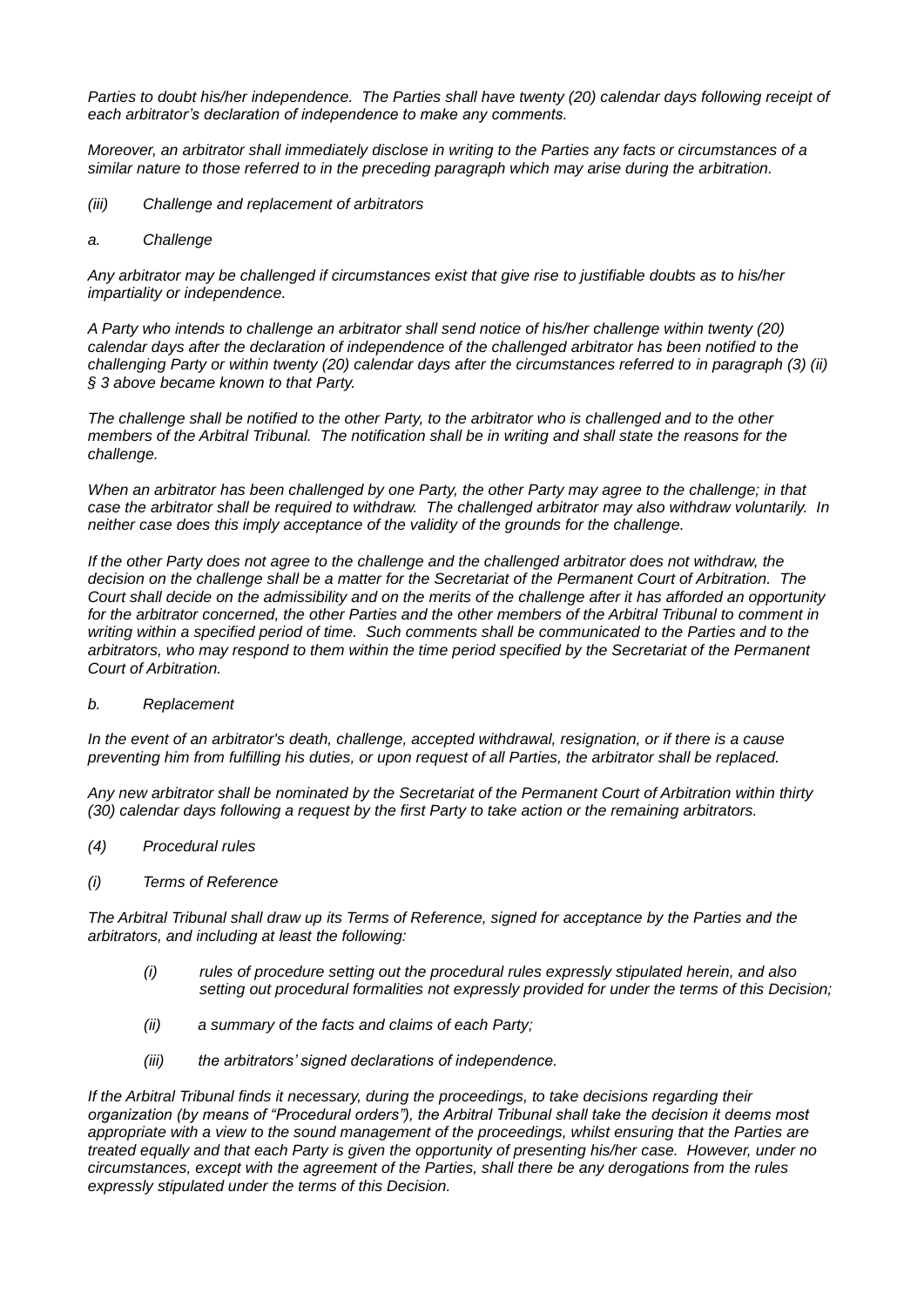*Parties to doubt his/her independence. The Parties shall have twenty (20) calendar days following receipt of each arbitrator's declaration of independence to make any comments.*

*Moreover, an arbitrator shall immediately disclose in writing to the Parties any facts or circumstances of a similar nature to those referred to in the preceding paragraph which may arise during the arbitration.*

*(iii) Challenge and replacement of arbitrators*

*a. Challenge*

*Any arbitrator may be challenged if circumstances exist that give rise to justifiable doubts as to his/her impartiality or independence.*

*A Party who intends to challenge an arbitrator shall send notice of his/her challenge within twenty (20) calendar days after the declaration of independence of the challenged arbitrator has been notified to the challenging Party or within twenty (20) calendar days after the circumstances referred to in paragraph (3) (ii) § 3 above became known to that Party.*

*The challenge shall be notified to the other Party, to the arbitrator who is challenged and to the other members of the Arbitral Tribunal. The notification shall be in writing and shall state the reasons for the challenge.*

*When an arbitrator has been challenged by one Party, the other Party may agree to the challenge; in that case the arbitrator shall be required to withdraw. The challenged arbitrator may also withdraw voluntarily. In neither case does this imply acceptance of the validity of the grounds for the challenge.*

*If the other Party does not agree to the challenge and the challenged arbitrator does not withdraw, the decision on the challenge shall be a matter for the Secretariat of the Permanent Court of Arbitration. The Court shall decide on the admissibility and on the merits of the challenge after it has afforded an opportunity for the arbitrator concerned, the other Parties and the other members of the Arbitral Tribunal to comment in writing within a specified period of time. Such comments shall be communicated to the Parties and to the arbitrators, who may respond to them within the time period specified by the Secretariat of the Permanent Court of Arbitration.*

*b. Replacement*

*In the event of an arbitrator's death, challenge, accepted withdrawal, resignation, or if there is a cause preventing him from fulfilling his duties, or upon request of all Parties, the arbitrator shall be replaced.*

*Any new arbitrator shall be nominated by the Secretariat of the Permanent Court of Arbitration within thirty (30) calendar days following a request by the first Party to take action or the remaining arbitrators.*

*(4) Procedural rules*

*(i) Terms of Reference*

*The Arbitral Tribunal shall draw up its Terms of Reference, signed for acceptance by the Parties and the arbitrators, and including at least the following:*

- *(i) rules of procedure setting out the procedural rules expressly stipulated herein, and also setting out procedural formalities not expressly provided for under the terms of this Decision;*
- *(ii) a summary of the facts and claims of each Party;*
- *(iii) the arbitrators' signed declarations of independence.*

*If the Arbitral Tribunal finds it necessary, during the proceedings, to take decisions regarding their organization (by means of "Procedural orders"), the Arbitral Tribunal shall take the decision it deems most appropriate with a view to the sound management of the proceedings, whilst ensuring that the Parties are treated equally and that each Party is given the opportunity of presenting his/her case. However, under no circumstances, except with the agreement of the Parties, shall there be any derogations from the rules expressly stipulated under the terms of this Decision.*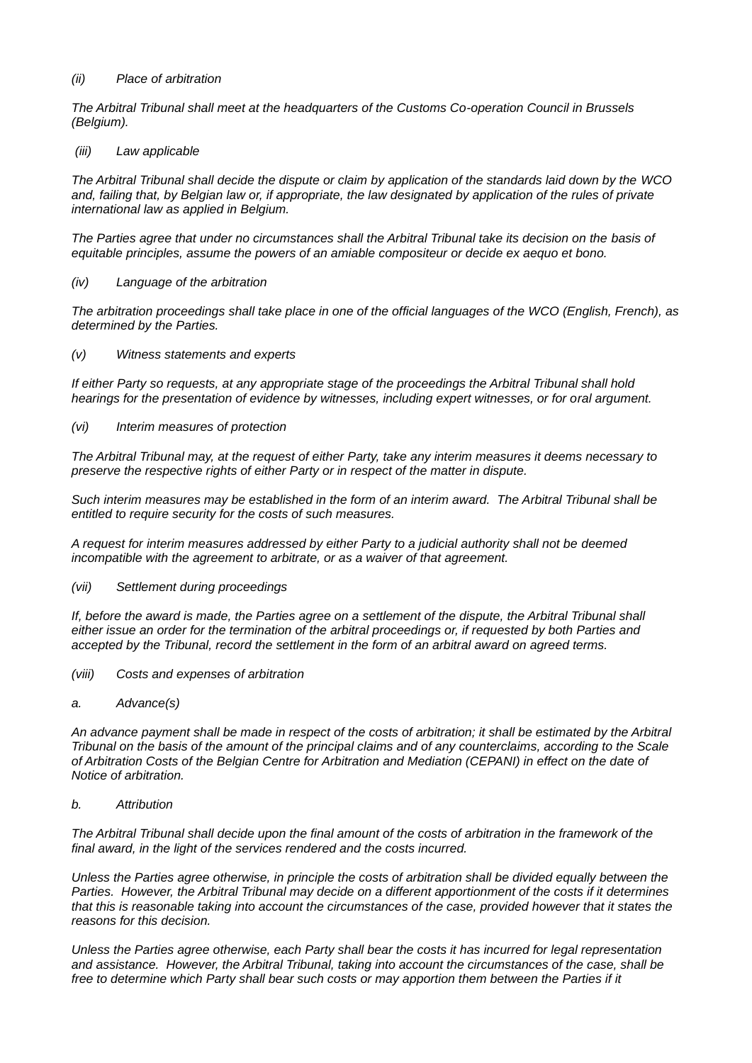*(ii) Place of arbitration*

*The Arbitral Tribunal shall meet at the headquarters of the Customs Co-operation Council in Brussels (Belgium).*

*(iii) Law applicable*

*The Arbitral Tribunal shall decide the dispute or claim by application of the standards laid down by the WCO and, failing that, by Belgian law or, if appropriate, the law designated by application of the rules of private international law as applied in Belgium.*

*The Parties agree that under no circumstances shall the Arbitral Tribunal take its decision on the basis of equitable principles, assume the powers of an amiable compositeur or decide ex aequo et bono.*

*(iv) Language of the arbitration*

*The arbitration proceedings shall take place in one of the official languages of the WCO (English, French), as determined by the Parties.*

*(v) Witness statements and experts*

*If either Party so requests, at any appropriate stage of the proceedings the Arbitral Tribunal shall hold hearings for the presentation of evidence by witnesses, including expert witnesses, or for oral argument.*

*(vi) Interim measures of protection*

*The Arbitral Tribunal may, at the request of either Party, take any interim measures it deems necessary to preserve the respective rights of either Party or in respect of the matter in dispute.*

*Such interim measures may be established in the form of an interim award. The Arbitral Tribunal shall be entitled to require security for the costs of such measures.*

*A request for interim measures addressed by either Party to a judicial authority shall not be deemed incompatible with the agreement to arbitrate, or as a waiver of that agreement.*

*(vii) Settlement during proceedings*

*If, before the award is made, the Parties agree on a settlement of the dispute, the Arbitral Tribunal shall either issue an order for the termination of the arbitral proceedings or, if requested by both Parties and accepted by the Tribunal, record the settlement in the form of an arbitral award on agreed terms.*

*(viii) Costs and expenses of arbitration*

*a. Advance(s)*

*An advance payment shall be made in respect of the costs of arbitration; it shall be estimated by the Arbitral Tribunal on the basis of the amount of the principal claims and of any counterclaims, according to the Scale of Arbitration Costs of the Belgian Centre for Arbitration and Mediation (CEPANI) in effect on the date of Notice of arbitration.*

*b. Attribution*

*The Arbitral Tribunal shall decide upon the final amount of the costs of arbitration in the framework of the final award, in the light of the services rendered and the costs incurred.*

*Unless the Parties agree otherwise, in principle the costs of arbitration shall be divided equally between the Parties. However, the Arbitral Tribunal may decide on a different apportionment of the costs if it determines that this is reasonable taking into account the circumstances of the case, provided however that it states the reasons for this decision.*

*Unless the Parties agree otherwise, each Party shall bear the costs it has incurred for legal representation and assistance. However, the Arbitral Tribunal, taking into account the circumstances of the case, shall be free to determine which Party shall bear such costs or may apportion them between the Parties if it*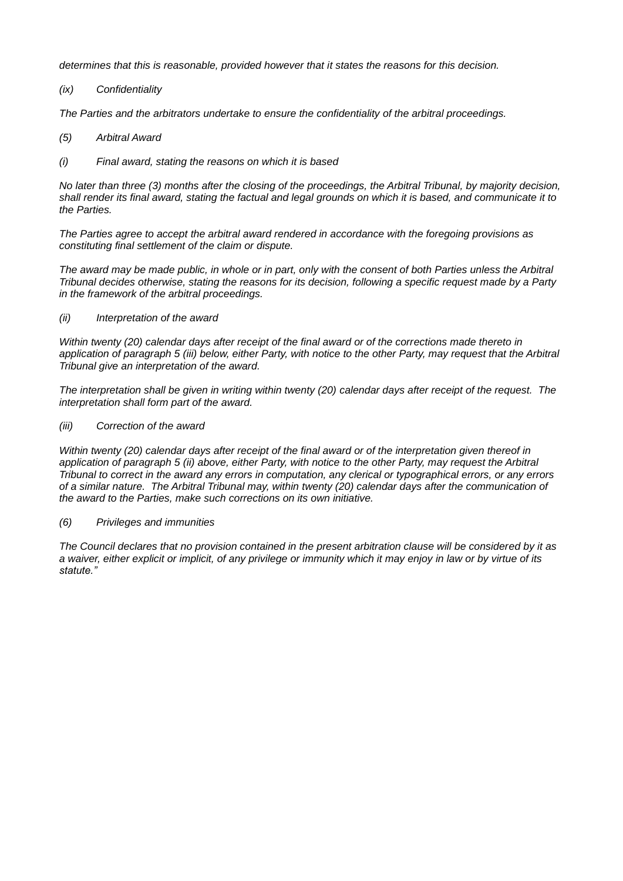*determines that this is reasonable, provided however that it states the reasons for this decision.*

*(ix) Confidentiality*

*The Parties and the arbitrators undertake to ensure the confidentiality of the arbitral proceedings.*

*(5) Arbitral Award*

*(i) Final award, stating the reasons on which it is based*

*No later than three (3) months after the closing of the proceedings, the Arbitral Tribunal, by majority decision, shall render its final award, stating the factual and legal grounds on which it is based, and communicate it to the Parties.*

*The Parties agree to accept the arbitral award rendered in accordance with the foregoing provisions as constituting final settlement of the claim or dispute.*

*The award may be made public, in whole or in part, only with the consent of both Parties unless the Arbitral Tribunal decides otherwise, stating the reasons for its decision, following a specific request made by a Party in the framework of the arbitral proceedings.*

*(ii) Interpretation of the award*

*Within twenty (20) calendar days after receipt of the final award or of the corrections made thereto in application of paragraph 5 (iii) below, either Party, with notice to the other Party, may request that the Arbitral Tribunal give an interpretation of the award.*

*The interpretation shall be given in writing within twenty (20) calendar days after receipt of the request. The interpretation shall form part of the award.*

*(iii) Correction of the award*

*Within twenty (20) calendar days after receipt of the final award or of the interpretation given thereof in application of paragraph 5 (ii) above, either Party, with notice to the other Party, may request the Arbitral Tribunal to correct in the award any errors in computation, any clerical or typographical errors, or any errors of a similar nature. The Arbitral Tribunal may, within twenty (20) calendar days after the communication of the award to the Parties, make such corrections on its own initiative.*

*(6) Privileges and immunities*

*The Council declares that no provision contained in the present arbitration clause will be considered by it as a waiver, either explicit or implicit, of any privilege or immunity which it may enjoy in law or by virtue of its statute."*